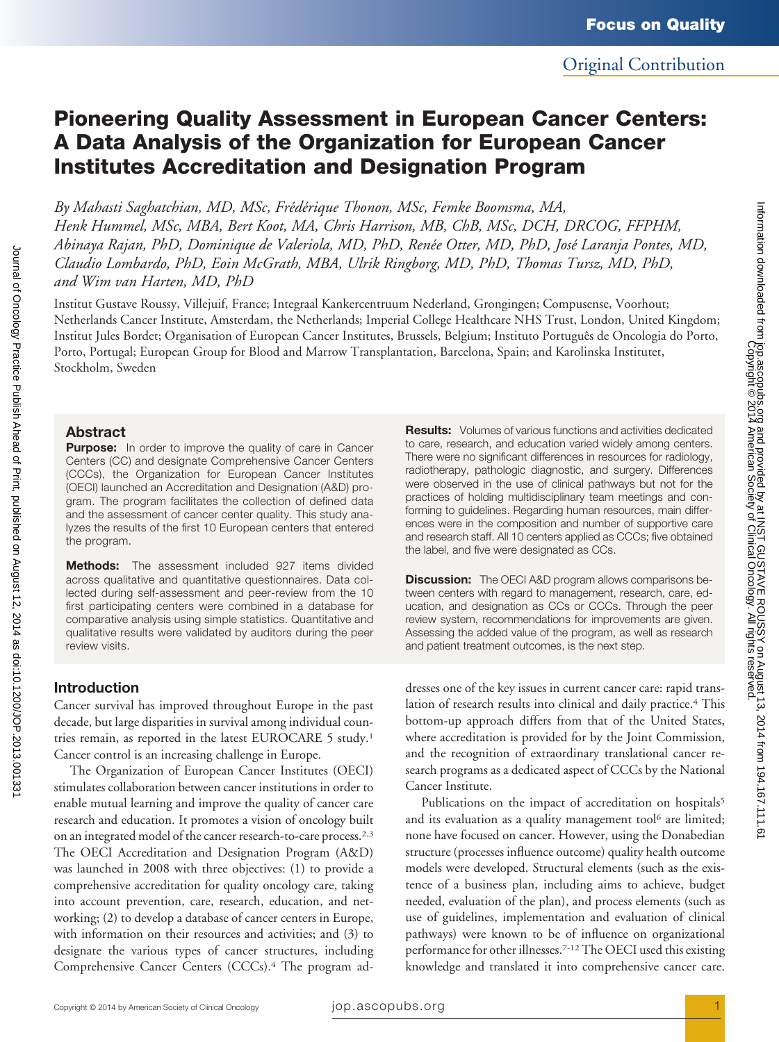# Pioneering Quality Assessment in European Cancer Centers: A Data Analysis of the Organization for European Cancer Institutes Accreditation and Designation Program

*By Mahasti Saghatchian, MD, MSc, Frédérique Thonon, MSc, Femke Boomsma, MA, Henk Hummel, MSc, MBA, Bert Koot, MA, Chris Harrison, MB, ChB, MSc, DCH, DRCOG, FFPHM, Abinaya Rajan, PhD, Dominique de Valeriola, MD, PhD, Renée Otter, MD, PhD, José Laranja Pontes, MD, Claudio Lombardo, PhD, Eoin McGrath, MBA, Ulrik Ringborg, MD, PhD, Thomas Tursz, MD, PhD, and Wim van Harten, MD, PhD*

Institut Gustave Roussy, Villejuif, France; Integraal Kankercentruum Nederland, Grongingen; Compusense, Voorhout; Netherlands Cancer Institute, Amsterdam, the Netherlands; Imperial College Healthcare NHS Trust, London, United Kingdom; Institut Jules Bordet; Organisation of European Cancer Institutes, Brussels, Belgium; Instituto Português de Oncologia do Porto, Porto, Portugal; European Group for Blood and Marrow Transplantation, Barcelona, Spain; and Karolinska Institutet, Stockholm, Sweden

## Abstract

**Purpose:** In order to improve the quality of care in Cancer Centers (CC) and designate Comprehensive Cancer Centers (CCCs), the Organization for European Cancer Institutes (OECI) launched an Accreditation and Designation (A&D) program. The program facilitates the collection of defined data and the assessment of cancer center quality. This study analyzes the results of the first 10 European centers that entered the program.

**Methods:** The assessment included 927 items divided across qualitative and quantitative questionnaires. Data collected during self-assessment and peer-review from the 10 first participating centers were combined in a database for comparative analysis using simple statistics. Quantitative and qualitative results were validated by auditors during the peer review visits.

**Results:** Volumes of various functions and activities dedicated to care, research, and education varied widely among centers. There were no significant differences in resources for radiology, radiotherapy, pathologic diagnostic, and surgery. Differences were observed in the use of clinical pathways but not for the practices of holding multidisciplinary team meetings and conforming to guidelines. Regarding human resources, main differences were in the composition and number of supportive care and research staff. All 10 centers applied as CCCs; five obtained the label, and five were designated as CCs.

**Discussion:** The OECI A&D program allows comparisons between centers with regard to management, research, care, education, and designation as CCs or CCCs. Through the peer review system, recommendations for improvements are given. Assessing the added value of the program, as well as research and patient treatment outcomes, is the next step.

## Introduction

Cancer survival has improved throughout Europe in the past decade, but large disparities in survival among individual countries remain, as reported in the latest EUROCARE 5 study.[1] Cancer control is an increasing challenge in Europe.

The Organization of European Cancer Institutes (OECI) stimulates collaboration between cancer institutions in order to enable mutual learning and improve the quality of cancer care research and education. It promotes a vision of oncology built on an integrated model of the cancer research-to-care process.[2,3] The OECI Accreditation and Designation Program (A&D) was launched in 2008 with three objectives: (1) to provide a comprehensive accreditation for quality oncology care, taking into account prevention, care, research, education, and networking; (2) to develop a database of cancer centers in Europe, with information on their resources and activities; and (3) to designate the various types of cancer structures, including Comprehensive Cancer Centers (CCCs).[4] The program addresses one of the key issues in current cancer care: rapid translation of research results into clinical and daily practice.[4] This bottom-up approach differs from that of the United States, where accreditation is provided for by the Joint Commission, and the recognition of extraordinary translational cancer research programs as a dedicated aspect of CCCs by the National Cancer Institute.

Publications on the impact of accreditation on hospitals[5] and its evaluation as a quality management tool[6] are limited; none have focused on cancer. However, using the Donabedian structure (processes influence outcome) quality health outcome models were developed. Structural elements (such as the existence of a business plan, including aims to achieve, budget needed, evaluation of the plan), and process elements (such as use of guidelines, implementation and evaluation of clinical pathways) were known to be of influence on organizational performance for other illnesses.[7-12] The OECI used this existing knowledge and translated it into comprehensive cancer care.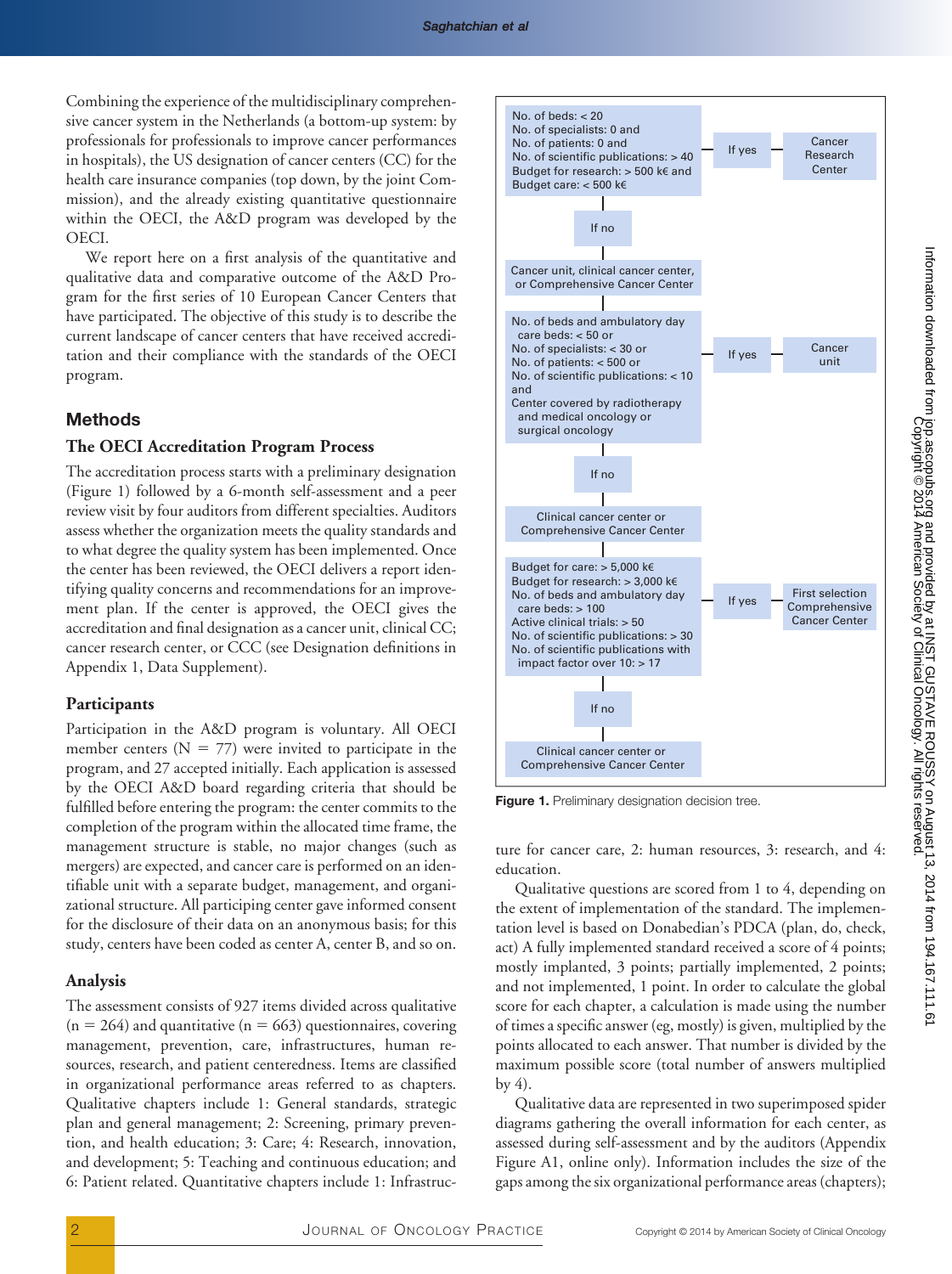Combining the experience of the multidisciplinary comprehensive cancer system in the Netherlands (a bottom-up system: by professionals for professionals to improve cancer performances in hospitals), the US designation of cancer centers (CC) for the health care insurance companies (top down, by the joint Commission), and the already existing quantitative questionnaire within the OECI, the A&D program was developed by the OECI.

We report here on a first analysis of the quantitative and qualitative data and comparative outcome of the A&D Program for the first series of 10 European Cancer Centers that have participated. The objective of this study is to describe the current landscape of cancer centers that have received accreditation and their compliance with the standards of the OECI program.

## Methods

### The OECI Accreditation Program Process

The accreditation process starts with a preliminary designation (Figure 1) followed by a 6-month self-assessment and a peer review visit by four auditors from different specialties. Auditors assess whether the organization meets the quality standards and to what degree the quality system has been implemented. Once the center has been reviewed, the OECI delivers a report identifying quality concerns and recommendations for an improvement plan. If the center is approved, the OECI gives the accreditation and final designation as a cancer unit, clinical CC; cancer research center, or CCC (see Designation definitions in Appendix 1, Data Supplement).

### Participants

Participation in the A&D program is voluntary. All OECI member centers (N = 77) were invited to participate in the program, and 27 accepted initially. Each application is assessed by the OECI A&D board regarding criteria that should be fulfilled before entering the program: the center commits to the completion of the program within the allocated time frame, the management structure is stable, no major changes (such as mergers) are expected, and cancer care is performed on an identifiable unit with a separate budget, management, and organizational structure. All participating center gave informed consent for the disclosure of their data on an anonymous basis; for this study, centers have been coded as center A, center B, and so on.

### Analysis

The assessment consists of 927 items divided across qualitative (n = 264) and quantitative (n = 663) questionnaires, covering management, prevention, care, infrastructures, human resources, research, and patient centeredness. Items are classified in organizational performance areas referred to as chapters. Qualitative chapters include 1: General standards, strategic plan and general management; 2: Screening, primary prevention, and health education; 3: Care; 4: Research, innovation, and development; 5: Teaching and continuous education; and 6: Patient related. Quantitative chapters include 1: Infrastructure for cancer care, 2: human resources, 3: research, and 4: education.

Qualitative questions are scored from 1 to 4, depending on the extent of implementation of the standard. The implementation level is based on Donabedian's PDCA (plan, do, check, act) A fully implemented standard received a score of 4 points; mostly implanted, 3 points; partially implemented, 2 points; and not implemented, 1 point. In order to calculate the global score for each chapter, a calculation is made using the number of times a specific answer (eg, mostly) is given, multiplied by the points allocated to each answer. That number is divided by the maximum possible score (total number of answers multiplied by 4).

Qualitative data are represented in two superimposed spider diagrams gathering the overall information for each center, as assessed during self-assessment and by the auditors (Appendix Figure A1, online only). Information includes the size of the gaps among the six organizational performance areas (chapters);

No. of beds: < 20
No. of specialists: 0 and
No. of patients: 0 and
No. of scientific publications: > 40
Budget for research: > 500 k€ and
Budget care: < 500 k€
→ If yes → Cancer Research Center

If no ↓

Cancer unit, clinical cancer center, or Comprehensive Cancer Center

No. of beds and ambulatory day care beds: < 50 or
No. of specialists: < 30 or
No. of patients: < 500 or
No. of scientific publications: < 10 and
Center covered by radiotherapy and medical oncology or surgical oncology
→ If yes → Cancer unit

If no ↓

Clinical cancer center or Comprehensive Cancer Center

Budget for care: > 5,000 k€
Budget for research: > 3,000 k€
No. of beds and ambulatory day care beds: > 100
Active clinical trials: > 50
No. of scientific publications: > 30
No. of scientific publications with impact factor over 10: > 17
→ If yes → First selection Comprehensive Cancer Center

If no ↓

Clinical cancer center or Comprehensive Cancer Center

**Figure 1.** Preliminary designation decision tree.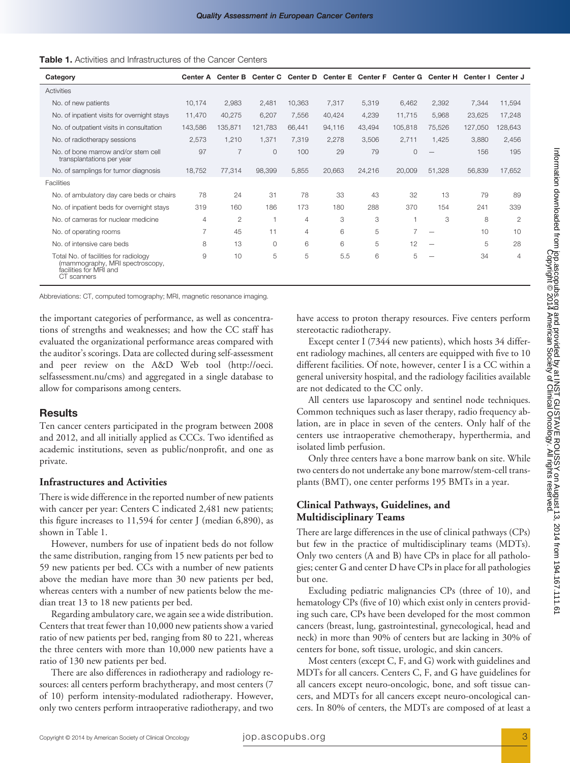**Table 1.** Activities and Infrastructures of the Cancer Centers

| Category | Center A | Center B | Center C | Center D | Center E | Center F | Center G | Center H | Center I | Center J |
|---|---|---|---|---|---|---|---|---|---|---|
| Activities | | | | | | | | | | |
| No. of new patients | 10,174 | 2,983 | 2,481 | 10,363 | 7,317 | 5,319 | 6,462 | 2,392 | 7,344 | 11,594 |
| No. of inpatient visits for overnight stays | 11,470 | 40,275 | 6,207 | 7,556 | 40,424 | 4,239 | 11,715 | 5,968 | 23,625 | 17,248 |
| No. of outpatient visits in consultation | 143,586 | 135,871 | 121,783 | 66,441 | 94,116 | 43,494 | 105,818 | 75,526 | 127,050 | 128,643 |
| No. of radiotherapy sessions | 2,573 | 1,210 | 1,371 | 7,319 | 2,278 | 3,506 | 2,711 | 1,425 | 3,880 | 2,456 |
| No. of bone marrow and/or stem cell transplantations per year | 97 | 7 | 0 | 100 | 29 | 79 | 0 | — | 156 | 195 |
| No. of samplings for tumor diagnosis | 18,752 | 77,314 | 98,399 | 5,855 | 20,663 | 24,216 | 20,009 | 51,328 | 56,839 | 17,652 |
| Facilities | | | | | | | | | | |
| No. of ambulatory day care beds or chairs | 78 | 24 | 31 | 78 | 33 | 43 | 32 | 13 | 79 | 89 |
| No. of inpatient beds for overnight stays | 319 | 160 | 186 | 173 | 180 | 288 | 370 | 154 | 241 | 339 |
| No. of cameras for nuclear medicine | 4 | 2 | 1 | 4 | 3 | 3 | 1 | 3 | 8 | 2 |
| No. of operating rooms | 7 | 45 | 11 | 4 | 6 | 5 | 7 | — | 10 | 10 |
| No. of intensive care beds | 8 | 13 | 0 | 6 | 6 | 5 | 12 | — | 5 | 28 |
| Total No. of facilities for radiology (mammography, MRI spectroscopy, facilities for MRI and CT scanners | 9 | 10 | 5 | 5 | 5.5 | 6 | 5 | — | 34 | 4 |

Abbreviations: CT, computed tomography; MRI, magnetic resonance imaging.

the important categories of performance, as well as concentrations of strengths and weaknesses; and how the CC staff has evaluated the organizational performance areas compared with the auditor's scorings. Data are collected during self-assessment and peer review on the A&D Web tool (http://oeci.selfassessment.nu/cms) and aggregated in a single database to allow for comparisons among centers.

## Results

Ten cancer centers participated in the program between 2008 and 2012, and all initially applied as CCCs. Two identified as academic institutions, seven as public/nonprofit, and one as private.

### Infrastructures and Activities

There is wide difference in the reported number of new patients with cancer per year: Centers C indicated 2,481 new patients; this figure increases to 11,594 for center J (median 6,890), as shown in Table 1.

However, numbers for use of inpatient beds do not follow the same distribution, ranging from 15 new patients per bed to 59 new patients per bed. CCs with a number of new patients above the median have more than 30 new patients per bed, whereas centers with a number of new patients below the median treat 13 to 18 new patients per bed.

Regarding ambulatory care, we again see a wide distribution. Centers that treat fewer than 10,000 new patients show a varied ratio of new patients per bed, ranging from 80 to 221, whereas the three centers with more than 10,000 new patients have a ratio of 130 new patients per bed.

There are also differences in radiotherapy and radiology resources: all centers perform brachytherapy, and most centers (7 of 10) perform intensity-modulated radiotherapy. However, only two centers perform intraoperative radiotherapy, and two have access to proton therapy resources. Five centers perform stereotactic radiotherapy.

Except center I (7344 new patients), which hosts 34 different radiology machines, all centers are equipped with five to 10 different facilities. Of note, however, center I is a CC within a general university hospital, and the radiology facilities available are not dedicated to the CC only.

All centers use laparoscopy and sentinel node techniques. Common techniques such as laser therapy, radio frequency ablation, are in place in seven of the centers. Only half of the centers use intraoperative chemotherapy, hyperthermia, and isolated limb perfusion.

Only three centers have a bone marrow bank on site. While two centers do not undertake any bone marrow/stem-cell transplants (BMT), one center performs 195 BMTs in a year.

### Clinical Pathways, Guidelines, and Multidisciplinary Teams

There are large differences in the use of clinical pathways (CPs) but few in the practice of multidisciplinary teams (MDTs). Only two centers (A and B) have CPs in place for all pathologies; center G and center D have CPs in place for all pathologies but one.

Excluding pediatric malignancies CPs (three of 10), and hematology CPs (five of 10) which exist only in centers providing such care, CPs have been developed for the most common cancers (breast, lung, gastrointestinal, gynecological, head and neck) in more than 90% of centers but are lacking in 30% of centers for bone, soft tissue, urologic, and skin cancers.

Most centers (except C, F, and G) work with guidelines and MDTs for all cancers. Centers C, F, and G have guidelines for all cancers except neuro-oncologic, bone, and soft tissue cancers, and MDTs for all cancers except neuro-oncological cancers. In 80% of centers, the MDTs are composed of at least a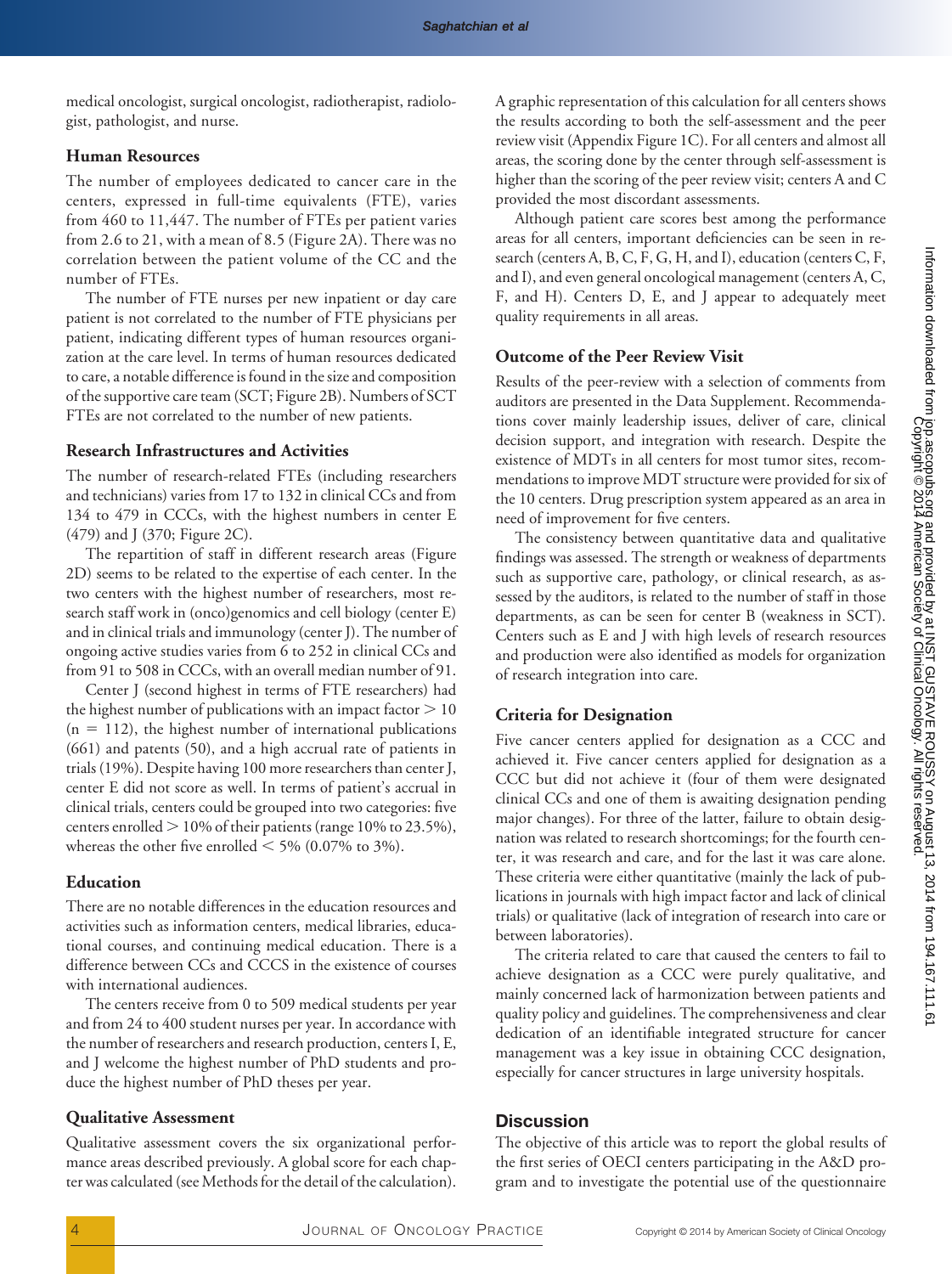medical oncologist, surgical oncologist, radiotherapist, radiologist, pathologist, and nurse.

### Human Resources

The number of employees dedicated to cancer care in the centers, expressed in full-time equivalents (FTE), varies from 460 to 11,447. The number of FTEs per patient varies from 2.6 to 21, with a mean of 8.5 (Figure 2A). There was no correlation between the patient volume of the CC and the number of FTEs.

The number of FTE nurses per new inpatient or day care patient is not correlated to the number of FTE physicians per patient, indicating different types of human resources organization at the care level. In terms of human resources dedicated to care, a notable difference is found in the size and composition of the supportive care team (SCT; Figure 2B). Numbers of SCT FTEs are not correlated to the number of new patients.

### Research Infrastructures and Activities

The number of research-related FTEs (including researchers and technicians) varies from 17 to 132 in clinical CCs and from 134 to 479 in CCCs, with the highest numbers in center E (479) and J (370; Figure 2C).

The repartition of staff in different research areas (Figure 2D) seems to be related to the expertise of each center. In the two centers with the highest number of researchers, most research staff work in (onco)genomics and cell biology (center E) and in clinical trials and immunology (center J). The number of ongoing active studies varies from 6 to 252 in clinical CCs and from 91 to 508 in CCCs, with an overall median number of 91.

Center J (second highest in terms of FTE researchers) had the highest number of publications with an impact factor $> 10$ ($n = 112$), the highest number of international publications (661) and patents (50), and a high accrual rate of patients in trials (19%). Despite having 100 more researchers than center J, center E did not score as well. In terms of patient's accrual in clinical trials, centers could be grouped into two categories: five centers enrolled $> 10\%$ of their patients (range 10% to 23.5%), whereas the other five enrolled $< 5\%$ (0.07% to 3%).

### Education

There are no notable differences in the education resources and activities such as information centers, medical libraries, educational courses, and continuing medical education. There is a difference between CCs and CCCS in the existence of courses with international audiences.

The centers receive from 0 to 509 medical students per year and from 24 to 400 student nurses per year. In accordance with the number of researchers and research production, centers I, E, and J welcome the highest number of PhD students and produce the highest number of PhD theses per year.

### Qualitative Assessment

Qualitative assessment covers the six organizational performance areas described previously. A global score for each chapter was calculated (see Methods for the detail of the calculation). A graphic representation of this calculation for all centers shows the results according to both the self-assessment and the peer review visit (Appendix Figure 1C). For all centers and almost all areas, the scoring done by the center through self-assessment is higher than the scoring of the peer review visit; centers A and C provided the most discordant assessments.

Although patient care scores best among the performance areas for all centers, important deficiencies can be seen in research (centers A, B, C, F, G, H, and I), education (centers C, F, and I), and even general oncological management (centers A, C, F, and H). Centers D, E, and J appear to adequately meet quality requirements in all areas.

### Outcome of the Peer Review Visit

Results of the peer-review with a selection of comments from auditors are presented in the Data Supplement. Recommendations cover mainly leadership issues, deliver of care, clinical decision support, and integration with research. Despite the existence of MDTs in all centers for most tumor sites, recommendations to improve MDT structure were provided for six of the 10 centers. Drug prescription system appeared as an area in need of improvement for five centers.

The consistency between quantitative data and qualitative findings was assessed. The strength or weakness of departments such as supportive care, pathology, or clinical research, as assessed by the auditors, is related to the number of staff in those departments, as can be seen for center B (weakness in SCT). Centers such as E and J with high levels of research resources and production were also identified as models for organization of research integration into care.

### Criteria for Designation

Five cancer centers applied for designation as a CCC and achieved it. Five cancer centers applied for designation as a CCC but did not achieve it (four of them were designated clinical CCs and one of them is awaiting designation pending major changes). For three of the latter, failure to obtain designation was related to research shortcomings; for the fourth center, it was research and care, and for the last it was care alone. These criteria were either quantitative (mainly the lack of publications in journals with high impact factor and lack of clinical trials) or qualitative (lack of integration of research into care or between laboratories).

The criteria related to care that caused the centers to fail to achieve designation as a CCC were purely qualitative, and mainly concerned lack of harmonization between patients and quality policy and guidelines. The comprehensiveness and clear dedication of an identifiable integrated structure for cancer management was a key issue in obtaining CCC designation, especially for cancer structures in large university hospitals.

## Discussion

The objective of this article was to report the global results of the first series of OECI centers participating in the A&D program and to investigate the potential use of the questionnaire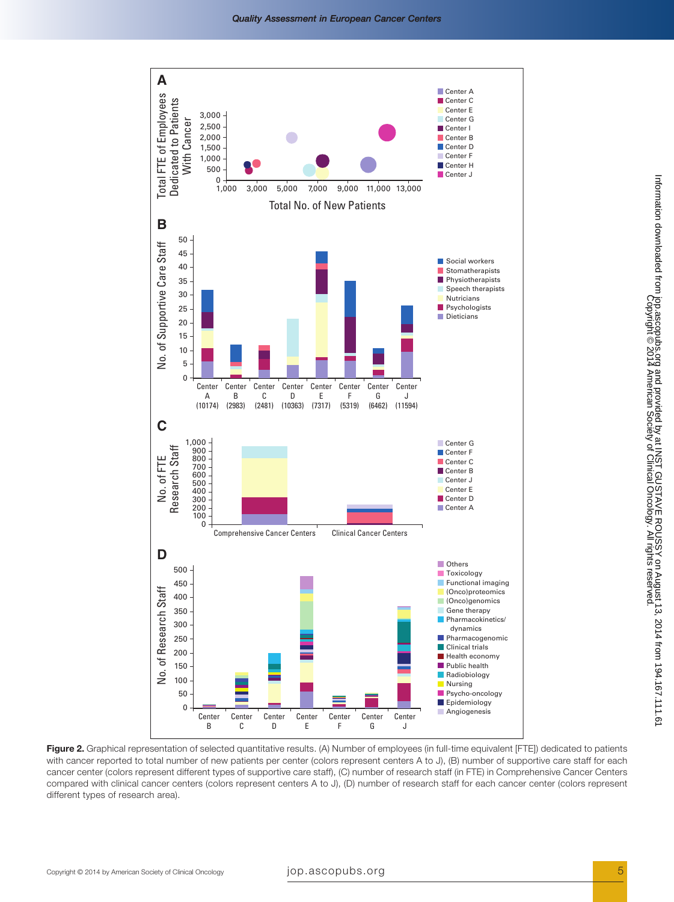**Figure 2.** Graphical representation of selected quantitative results. (A) Number of employees (in full-time equivalent [FTE]) dedicated to patients with cancer reported to total number of new patients per center (colors represent centers A to J), (B) number of supportive care staff for each cancer center (colors represent different types of supportive care staff), (C) number of research staff (in FTE) in Comprehensive Cancer Centers compared with clinical cancer centers (colors represent centers A to J), (D) number of research staff for each cancer center (colors represent different types of research area).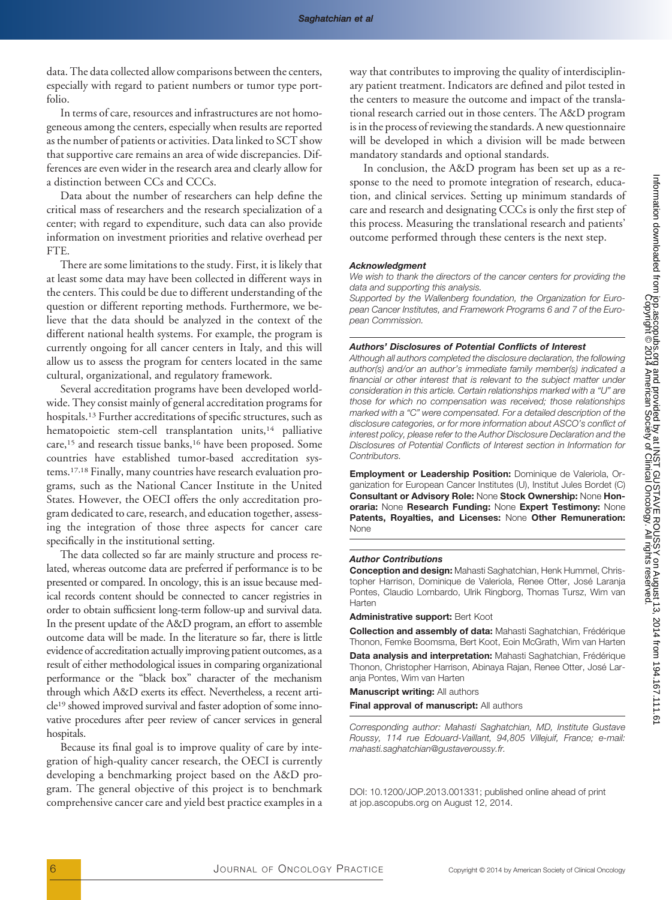data. The data collected allow comparisons between the centers, especially with regard to patient numbers or tumor type portfolio.

In terms of care, resources and infrastructures are not homogeneous among the centers, especially when results are reported as the number of patients or activities. Data linked to SCT show that supportive care remains an area of wide discrepancies. Differences are even wider in the research area and clearly allow for a distinction between CCs and CCCs.

Data about the number of researchers can help define the critical mass of researchers and the research specialization of a center; with regard to expenditure, such data can also provide information on investment priorities and relative overhead per FTE.

There are some limitations to the study. First, it is likely that at least some data may have been collected in different ways in the centers. This could be due to different understanding of the question or different reporting methods. Furthermore, we believe that the data should be analyzed in the context of the different national health systems. For example, the program is currently ongoing for all cancer centers in Italy, and this will allow us to assess the program for centers located in the same cultural, organizational, and regulatory framework.

Several accreditation programs have been developed worldwide. They consist mainly of general accreditation programs for hospitals.[13] Further accreditations of specific structures, such as hematopoietic stem-cell transplantation units,[14] palliative care,[15] and research tissue banks,[16] have been proposed. Some countries have established tumor-based accreditation systems.[17,18] Finally, many countries have research evaluation programs, such as the National Cancer Institute in the United States. However, the OECI offers the only accreditation program dedicated to care, research, and education together, assessing the integration of those three aspects for cancer care specifically in the institutional setting.

The data collected so far are mainly structure and process related, whereas outcome data are preferred if performance is to be presented or compared. In oncology, this is an issue because medical records content should be connected to cancer registries in order to obtain sufficsient long-term follow-up and survival data. In the present update of the A&D program, an effort to assemble outcome data will be made. In the literature so far, there is little evidence of accreditation actually improving patient outcomes, as a result of either methodological issues in comparing organizational performance or the "black box" character of the mechanism through which A&D exerts its effect. Nevertheless, a recent article[19] showed improved survival and faster adoption of some innovative procedures after peer review of cancer services in general hospitals.

Because its final goal is to improve quality of care by integration of high-quality cancer research, the OECI is currently developing a benchmarking project based on the A&D program. The general objective of this project is to benchmark comprehensive cancer care and yield best practice examples in a way that contributes to improving the quality of interdisciplinary patient treatment. Indicators are defined and pilot tested in the centers to measure the outcome and impact of the translational research carried out in those centers. The A&D program is in the process of reviewing the standards. A new questionnaire will be developed in which a division will be made between mandatory standards and optional standards.

In conclusion, the A&D program has been set up as a response to the need to promote integration of research, education, and clinical services. Setting up minimum standards of care and research and designating CCCs is only the first step of this process. Measuring the translational research and patients' outcome performed through these centers is the next step.

### Acknowledgment

*We wish to thank the directors of the cancer centers for providing the data and supporting this analysis.*

*Supported by the Wallenberg foundation, the Organization for European Cancer Institutes, and Framework Programs 6 and 7 of the European Commission.*

### Authors' Disclosures of Potential Conflicts of Interest

*Although all authors completed the disclosure declaration, the following author(s) and/or an author's immediate family member(s) indicated a financial or other interest that is relevant to the subject matter under consideration in this article. Certain relationships marked with a "U" are those for which no compensation was received; those relationships marked with a "C" were compensated. For a detailed description of the disclosure categories, or for more information about ASCO's conflict of interest policy, please refer to the Author Disclosure Declaration and the Disclosures of Potential Conflicts of Interest section in Information for Contributors.*

**Employment or Leadership Position:** Dominique de Valeriola, Organization for European Cancer Institutes (U), Institut Jules Bordet (C) **Consultant or Advisory Role:** None **Stock Ownership:** None **Honoraria:** None **Research Funding:** None **Expert Testimony:** None **Patents, Royalties, and Licenses:** None **Other Remuneration:** None

### Author Contributions

**Conception and design:** Mahasti Saghatchian, Henk Hummel, Christopher Harrison, Dominique de Valeriola, Renee Otter, José Laranja Pontes, Claudio Lombardo, Ulrik Ringborg, Thomas Tursz, Wim van Harten

**Administrative support:** Bert Koot

**Collection and assembly of data:** Mahasti Saghatchian, Frédérique Thonon, Femke Boomsma, Bert Koot, Eoin McGrath, Wim van Harten

**Data analysis and interpretation:** Mahasti Saghatchian, Frédérique Thonon, Christopher Harrison, Abinaya Rajan, Renee Otter, José Laranja Pontes, Wim van Harten

**Manuscript writing:** All authors

**Final approval of manuscript:** All authors

*Corresponding author: Mahasti Saghatchian, MD, Institute Gustave Roussy, 114 rue Edouard-Vaillant, 94,805 Villejuif, France; e-mail: mahasti.saghatchian@gustaveroussy.fr.*

DOI: 10.1200/JOP.2013.001331; published online ahead of print at jop.ascopubs.org on August 12, 2014.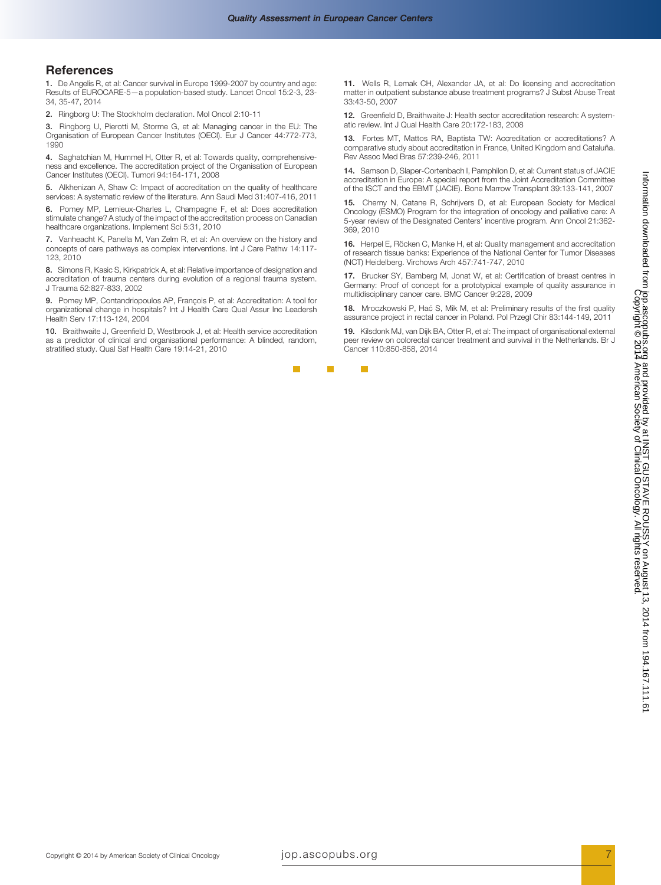## References

1. De Angelis R, et al: Cancer survival in Europe 1999-2007 by country and age: Results of EUROCARE-5—a population-based study. Lancet Oncol 15:2-3, 23-34, 35-47, 2014

2. Ringborg U: The Stockholm declaration. Mol Oncol 2:10-11

3. Ringborg U, Pierotti M, Storme G, et al: Managing cancer in the EU: The Organisation of European Cancer Institutes (OECI). Eur J Cancer 44:772-773, 1990

4. Saghatchian M, Hummel H, Otter R, et al: Towards quality, comprehensiveness and excellence. The accreditation project of the Organisation of European Cancer Institutes (OECI). Tumori 94:164-171, 2008

5. Alkhenizan A, Shaw C: Impact of accreditation on the quality of healthcare services: A systematic review of the literature. Ann Saudi Med 31:407-416, 2011

6. Pomey MP, Lemieux-Charles L, Champagne F, et al: Does accreditation stimulate change? A study of the impact of the accreditation process on Canadian healthcare organizations. Implement Sci 5:31, 2010

7. Vanheacht K, Panella M, Van Zelm R, et al: An overview on the history and concepts of care pathways as complex interventions. Int J Care Pathw 14:117-123, 2010

8. Simons R, Kasic S, Kirkpatrick A, et al: Relative importance of designation and accreditation of trauma centers during evolution of a regional trauma system. J Trauma 52:827-833, 2002

9. Pomey MP, Contandriopoulos AP, François P, et al: Accreditation: A tool for organizational change in hospitals? Int J Health Care Qual Assur Inc Leadersh Health Serv 17:113-124, 2004

10. Braithwaite J, Greenfield D, Westbrook J, et al: Health service accreditation as a predictor of clinical and organisational performance: A blinded, random, stratified study. Qual Saf Health Care 19:14-21, 2010

11. Wells R, Lemak CH, Alexander JA, et al: Do licensing and accreditation matter in outpatient substance abuse treatment programs? J Subst Abuse Treat 33:43-50, 2007

12. Greenfield D, Braithwaite J: Health sector accreditation research: A systematic review. Int J Qual Health Care 20:172-183, 2008

13. Fortes MT, Mattos RA, Baptista TW: Accreditation or accreditations? A comparative study about accreditation in France, United Kingdom and Cataluña. Rev Assoc Med Bras 57:239-246, 2011

14. Samson D, Slaper-Cortenbach I, Pamphilon D, et al: Current status of JACIE accreditation in Europe: A special report from the Joint Accreditation Committee of the ISCT and the EBMT (JACIE). Bone Marrow Transplant 39:133-141, 2007

15. Cherny N, Catane R, Schrijvers D, et al: European Society for Medical Oncology (ESMO) Program for the integration of oncology and palliative care: A 5-year review of the Designated Centers' incentive program. Ann Oncol 21:362-369, 2010

16. Herpel E, Röcken C, Manke H, et al: Quality management and accreditation of research tissue banks: Experience of the National Center for Tumor Diseases (NCT) Heidelberg. Virchows Arch 457:741-747, 2010

17. Brucker SY, Bamberg M, Jonat W, et al: Certification of breast centres in Germany: Proof of concept for a prototypical example of quality assurance in multidisciplinary cancer care. BMC Cancer 9:228, 2009

18. Mroczkowski P, Hać S, Mik M, et al: Preliminary results of the first quality assurance project in rectal cancer in Poland. Pol Przegl Chir 83:144-149, 2011

19. Kilsdonk MJ, van Dijk BA, Otter R, et al: The impact of organisational external peer review on colorectal cancer treatment and survival in the Netherlands. Br J Cancer 110:850-858, 2014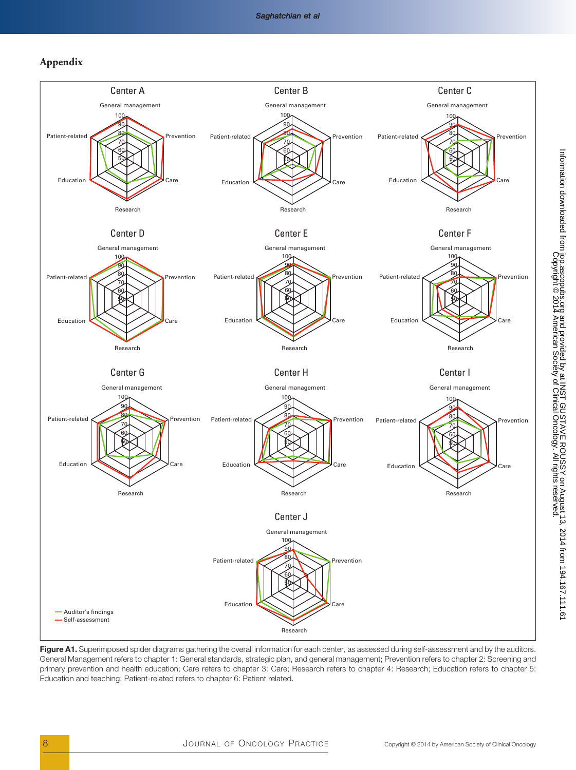## Appendix

Center A

General management

100
90
80
70
60
50

Patient-related
Prevention
Education
Care
Research

Center B

General management

100
90
80
70
60
50

Patient-related
Prevention
Education
Care
Research

Center C

General management

100
90
80
70
60
50

Patient-related
Prevention
Education
Care
Research

Center D

General management

100
90
80
70
60
50

Patient-related
Prevention
Education
Care
Research

Center E

General management

100
90
80
70
60
50

Patient-related
Prevention
Education
Care
Research

Center F

General management

100
90
80
70
60
50

Patient-related
Prevention
Education
Care
Research

Center G

General management

100
90
80
70
60
50

Patient-related
Prevention
Education
Care
Research

Center H

General management

100
90
80
70
60
50

Patient-related
Prevention
Education
Care
Research

Center I

General management

100
90
80
70
60
50

Patient-related
Prevention
Education
Care
Research

Center J

General management

100
90
80
70
60
50

Patient-related
Prevention
Education
Care
Research

Auditor's findings
Self-assessment

**Figure A1.** Superimposed spider diagrams gathering the overall information for each center, as assessed during self-assessment and by the auditors. General Management refers to chapter 1: General standards, strategic plan, and general management; Prevention refers to chapter 2: Screening and primary prevention and health education; Care refers to chapter 3: Care; Research refers to chapter 4: Research; Education refers to chapter 5: Education and teaching; Patient-related refers to chapter 6: Patient related.